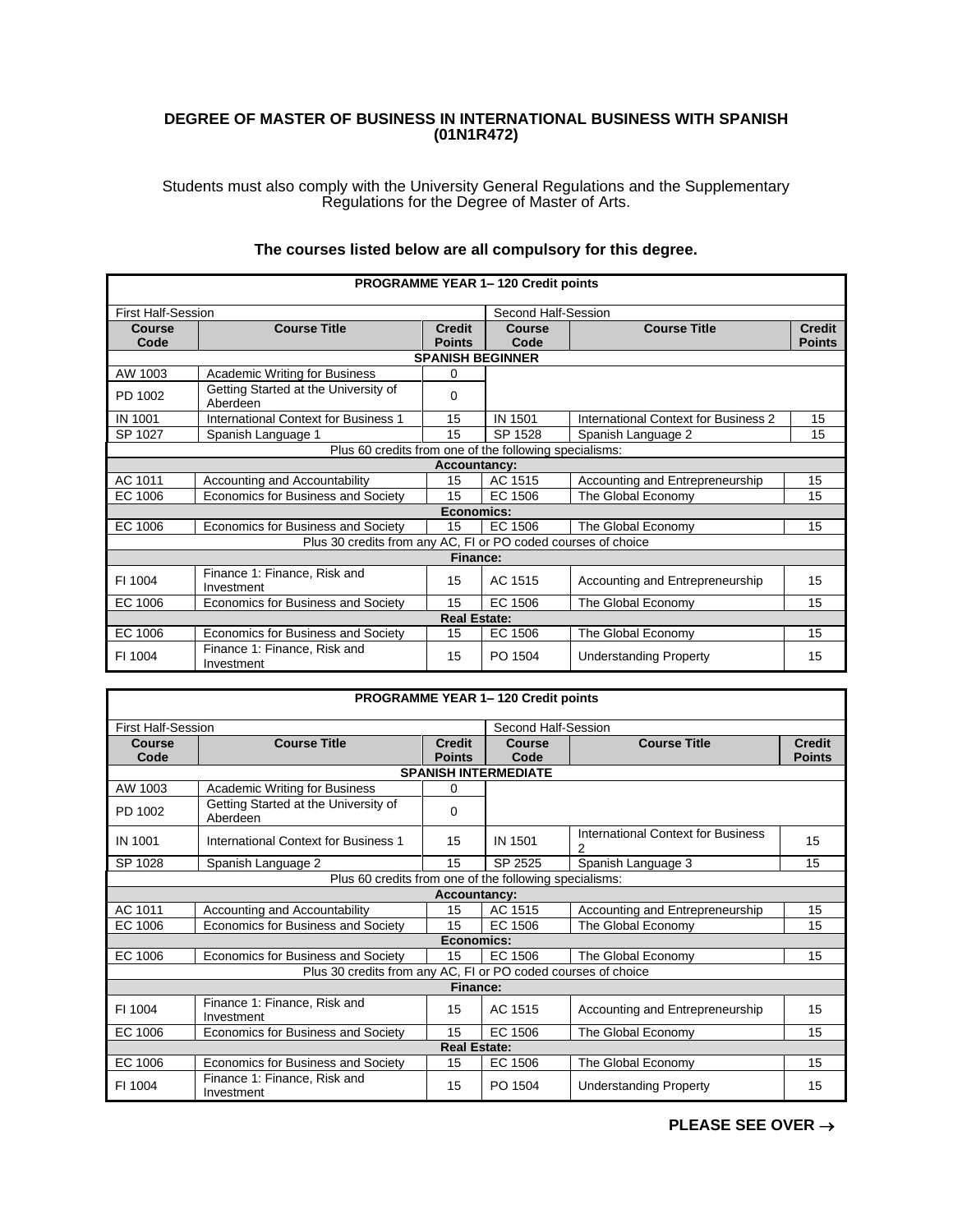# DEGREE OF MASTER OF BUSINESS IN INTERNATIONAL BUSINESS WITH SPANISH (01N1R472)

Students must also comply with the University General Regulations and the Supplementary Regulations for the Degree of Master of Arts.

**The courses listed below are all compulsory for this degree.**

| PROGRAMME YEAR 1– 120 Credit points | | | | | |
|---|---|---|---|---|---|
| First Half-Session | | | Second Half-Session | | |
| **Course Code** | **Course Title** | **Credit Points** | **Course Code** | **Course Title** | **Credit Points** |
| **SPANISH BEGINNER** | | | | | |
| AW 1003 | Academic Writing for Business | 0 | | | |
| PD 1002 | Getting Started at the University of Aberdeen | 0 | | | |
| IN 1001 | International Context for Business 1 | 15 | IN 1501 | International Context for Business 2 | 15 |
| SP 1027 | Spanish Language 1 | 15 | SP 1528 | Spanish Language 2 | 15 |
| Plus 60 credits from one of the following specialisms: | | | | | |
| **Accountancy:** | | | | | |
| AC 1011 | Accounting and Accountability | 15 | AC 1515 | Accounting and Entrepreneurship | 15 |
| EC 1006 | Economics for Business and Society | 15 | EC 1506 | The Global Economy | 15 |
| **Economics:** | | | | | |
| EC 1006 | Economics for Business and Society | 15 | EC 1506 | The Global Economy | 15 |
| Plus 30 credits from any AC, FI or PO coded courses of choice | | | | | |
| **Finance:** | | | | | |
| FI 1004 | Finance 1: Finance, Risk and Investment | 15 | AC 1515 | Accounting and Entrepreneurship | 15 |
| EC 1006 | Economics for Business and Society | 15 | EC 1506 | The Global Economy | 15 |
| **Real Estate:** | | | | | |
| EC 1006 | Economics for Business and Society | 15 | EC 1506 | The Global Economy | 15 |
| FI 1004 | Finance 1: Finance, Risk and Investment | 15 | PO 1504 | Understanding Property | 15 |

| PROGRAMME YEAR 1– 120 Credit points | | | | | |
|---|---|---|---|---|---|
| First Half-Session | | | Second Half-Session | | |
| **Course Code** | **Course Title** | **Credit Points** | **Course Code** | **Course Title** | **Credit Points** |
| **SPANISH INTERMEDIATE** | | | | | |
| AW 1003 | Academic Writing for Business | 0 | | | |
| PD 1002 | Getting Started at the University of Aberdeen | 0 | | | |
| IN 1001 | International Context for Business 1 | 15 | IN 1501 | International Context for Business 2 | 15 |
| SP 1028 | Spanish Language 2 | 15 | SP 2525 | Spanish Language 3 | 15 |
| Plus 60 credits from one of the following specialisms: | | | | | |
| **Accountancy:** | | | | | |
| AC 1011 | Accounting and Accountability | 15 | AC 1515 | Accounting and Entrepreneurship | 15 |
| EC 1006 | Economics for Business and Society | 15 | EC 1506 | The Global Economy | 15 |
| **Economics:** | | | | | |
| EC 1006 | Economics for Business and Society | 15 | EC 1506 | The Global Economy | 15 |
| Plus 30 credits from any AC, FI or PO coded courses of choice | | | | | |
| **Finance:** | | | | | |
| FI 1004 | Finance 1: Finance, Risk and Investment | 15 | AC 1515 | Accounting and Entrepreneurship | 15 |
| EC 1006 | Economics for Business and Society | 15 | EC 1506 | The Global Economy | 15 |
| **Real Estate:** | | | | | |
| EC 1006 | Economics for Business and Society | 15 | EC 1506 | The Global Economy | 15 |
| FI 1004 | Finance 1: Finance, Risk and Investment | 15 | PO 1504 | Understanding Property | 15 |

**PLEASE SEE OVER →**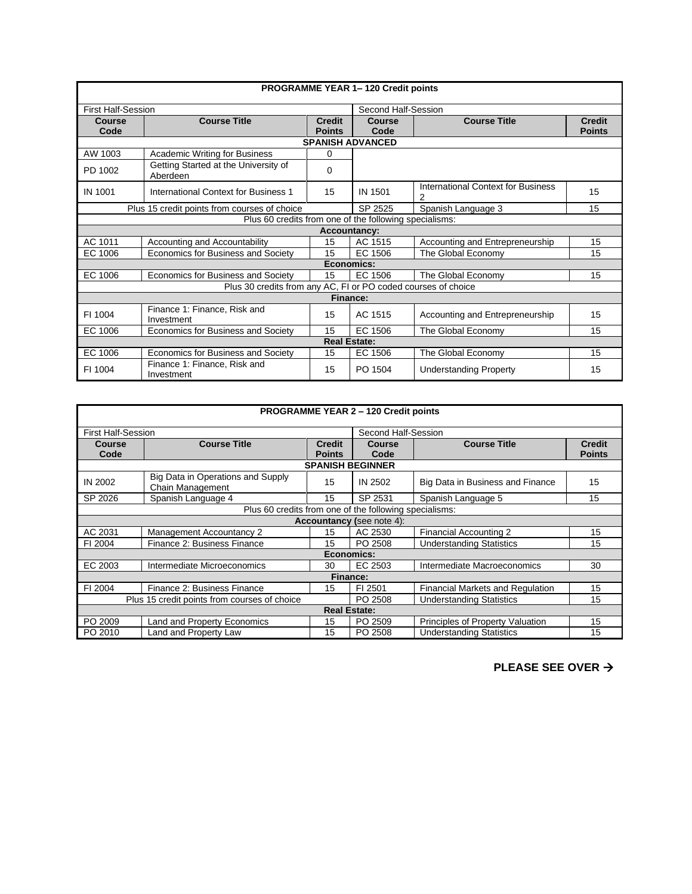| **PROGRAMME YEAR 1– 120 Credit points** | | | | | |
|---|---|---|---|---|---|
| First Half-Session | | | Second Half-Session | | |
| **Course Code** | **Course Title** | **Credit Points** | **Course Code** | **Course Title** | **Credit Points** |
| **SPANISH ADVANCED** | | | | | |
| AW 1003 | Academic Writing for Business | 0 | | | |
| PD 1002 | Getting Started at the University of Aberdeen | 0 | | | |
| IN 1001 | International Context for Business 1 | 15 | IN 1501 | International Context for Business 2 | 15 |
| Plus 15 credit points from courses of choice | | | SP 2525 | Spanish Language 3 | 15 |
| Plus 60 credits from one of the following specialisms: | | | | | |
| **Accountancy:** | | | | | |
| AC 1011 | Accounting and Accountability | 15 | AC 1515 | Accounting and Entrepreneurship | 15 |
| EC 1006 | Economics for Business and Society | 15 | EC 1506 | The Global Economy | 15 |
| **Economics:** | | | | | |
| EC 1006 | Economics for Business and Society | 15 | EC 1506 | The Global Economy | 15 |
| Plus 30 credits from any AC, FI or PO coded courses of choice | | | | | |
| **Finance:** | | | | | |
| FI 1004 | Finance 1: Finance, Risk and Investment | 15 | AC 1515 | Accounting and Entrepreneurship | 15 |
| EC 1006 | Economics for Business and Society | 15 | EC 1506 | The Global Economy | 15 |
| **Real Estate:** | | | | | |
| EC 1006 | Economics for Business and Society | 15 | EC 1506 | The Global Economy | 15 |
| FI 1004 | Finance 1: Finance, Risk and Investment | 15 | PO 1504 | Understanding Property | 15 |

| **PROGRAMME YEAR 2 – 120 Credit points** | | | | | |
|---|---|---|---|---|---|
| First Half-Session | | | Second Half-Session | | |
| **Course Code** | **Course Title** | **Credit Points** | **Course Code** | **Course Title** | **Credit Points** |
| **SPANISH BEGINNER** | | | | | |
| IN 2002 | Big Data in Operations and Supply Chain Management | 15 | IN 2502 | Big Data in Business and Finance | 15 |
| SP 2026 | Spanish Language 4 | 15 | SP 2531 | Spanish Language 5 | 15 |
| Plus 60 credits from one of the following specialisms: | | | | | |
| **Accountancy (**see note 4): | | | | | |
| AC 2031 | Management Accountancy 2 | 15 | AC 2530 | Financial Accounting 2 | 15 |
| FI 2004 | Finance 2: Business Finance | 15 | PO 2508 | Understanding Statistics | 15 |
| **Economics:** | | | | | |
| EC 2003 | Intermediate Microeconomics | 30 | EC 2503 | Intermediate Macroeconomics | 30 |
| **Finance:** | | | | | |
| FI 2004 | Finance 2: Business Finance | 15 | FI 2501 | Financial Markets and Regulation | 15 |
| Plus 15 credit points from courses of choice | | | PO 2508 | Understanding Statistics | 15 |
| **Real Estate:** | | | | | |
| PO 2009 | Land and Property Economics | 15 | PO 2509 | Principles of Property Valuation | 15 |
| PO 2010 | Land and Property Law | 15 | PO 2508 | Understanding Statistics | 15 |

**PLEASE SEE OVER →**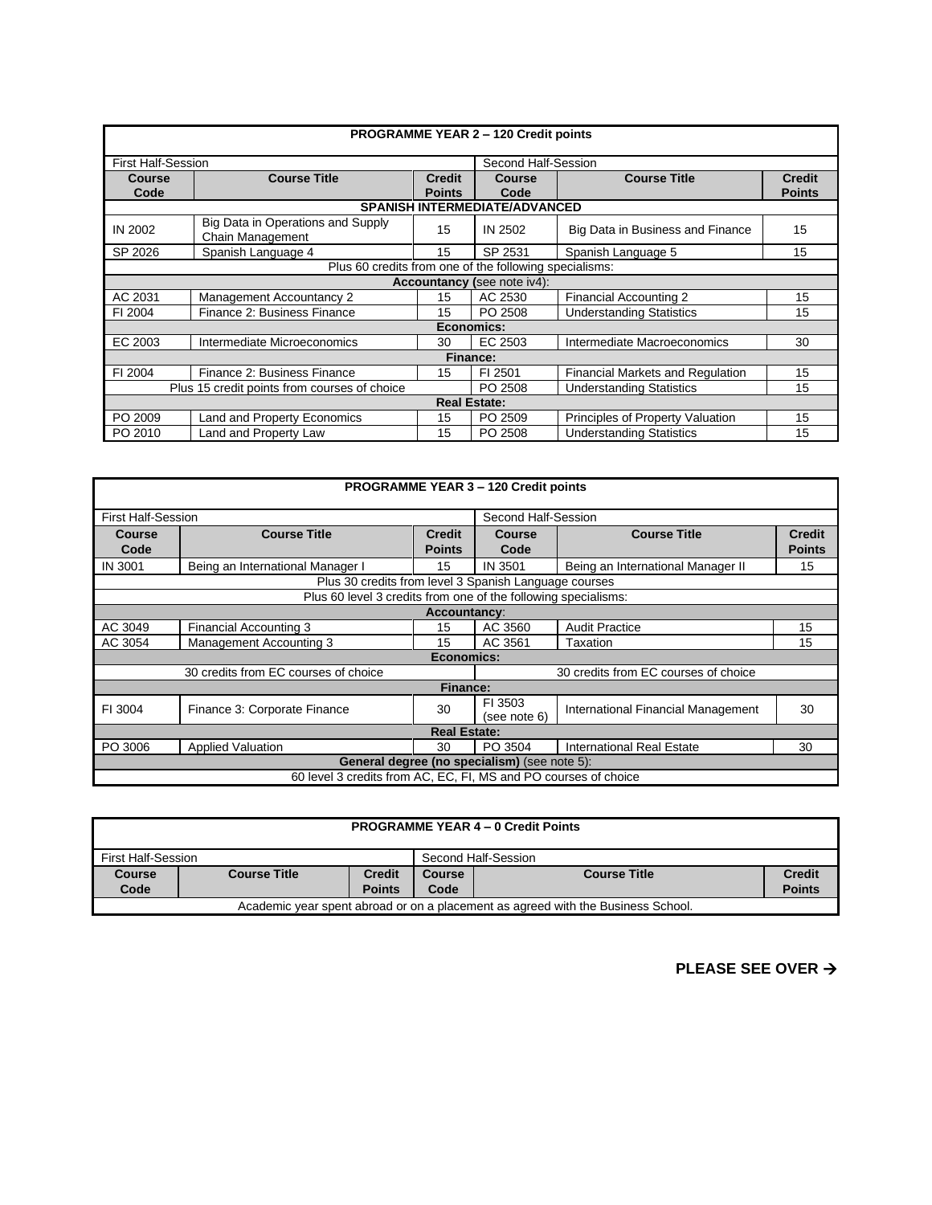| **PROGRAMME YEAR 2 – 120 Credit points** | | | | | |
|---|---|---|---|---|---|
| First Half-Session | | | Second Half-Session | | |
| **Course Code** | **Course Title** | **Credit Points** | **Course Code** | **Course Title** | **Credit Points** |
| **SPANISH INTERMEDIATE/ADVANCED** | | | | | |
| IN 2002 | Big Data in Operations and Supply Chain Management | 15 | IN 2502 | Big Data in Business and Finance | 15 |
| SP 2026 | Spanish Language 4 | 15 | SP 2531 | Spanish Language 5 | 15 |
| Plus 60 credits from one of the following specialisms: | | | | | |
| **Accountancy** (see note iv4): | | | | | |
| AC 2031 | Management Accountancy 2 | 15 | AC 2530 | Financial Accounting 2 | 15 |
| FI 2004 | Finance 2: Business Finance | 15 | PO 2508 | Understanding Statistics | 15 |
| **Economics:** | | | | | |
| EC 2003 | Intermediate Microeconomics | 30 | EC 2503 | Intermediate Macroeconomics | 30 |
| **Finance:** | | | | | |
| FI 2004 | Finance 2: Business Finance | 15 | FI 2501 | Financial Markets and Regulation | 15 |
| Plus 15 credit points from courses of choice | | | PO 2508 | Understanding Statistics | 15 |
| **Real Estate:** | | | | | |
| PO 2009 | Land and Property Economics | 15 | PO 2509 | Principles of Property Valuation | 15 |
| PO 2010 | Land and Property Law | 15 | PO 2508 | Understanding Statistics | 15 |

| **PROGRAMME YEAR 3 – 120 Credit points** | | | | | |
|---|---|---|---|---|---|
| First Half-Session | | | Second Half-Session | | |
| **Course Code** | **Course Title** | **Credit Points** | **Course Code** | **Course Title** | **Credit Points** |
| IN 3001 | Being an International Manager I | 15 | IN 3501 | Being an International Manager II | 15 |
| Plus 30 credits from level 3 Spanish Language courses | | | | | |
| Plus 60 level 3 credits from one of the following specialisms: | | | | | |
| **Accountancy**: | | | | | |
| AC 3049 | Financial Accounting 3 | 15 | AC 3560 | Audit Practice | 15 |
| AC 3054 | Management Accounting 3 | 15 | AC 3561 | Taxation | 15 |
| **Economics:** | | | | | |
| 30 credits from EC courses of choice | | | 30 credits from EC courses of choice | | |
| **Finance:** | | | | | |
| FI 3004 | Finance 3: Corporate Finance | 30 | FI 3503 (see note 6) | International Financial Management | 30 |
| **Real Estate:** | | | | | |
| PO 3006 | Applied Valuation | 30 | PO 3504 | International Real Estate | 30 |
| **General degree (no specialism)** (see note 5): | | | | | |
| 60 level 3 credits from AC, EC, FI, MS and PO courses of choice | | | | | |

| **PROGRAMME YEAR 4 – 0 Credit Points** | | | | | |
|---|---|---|---|---|---|
| First Half-Session | | | Second Half-Session | | |
| **Course Code** | **Course Title** | **Credit Points** | **Course Code** | **Course Title** | **Credit Points** |
| Academic year spent abroad or on a placement as agreed with the Business School. | | | | | |

**PLEASE SEE OVER →**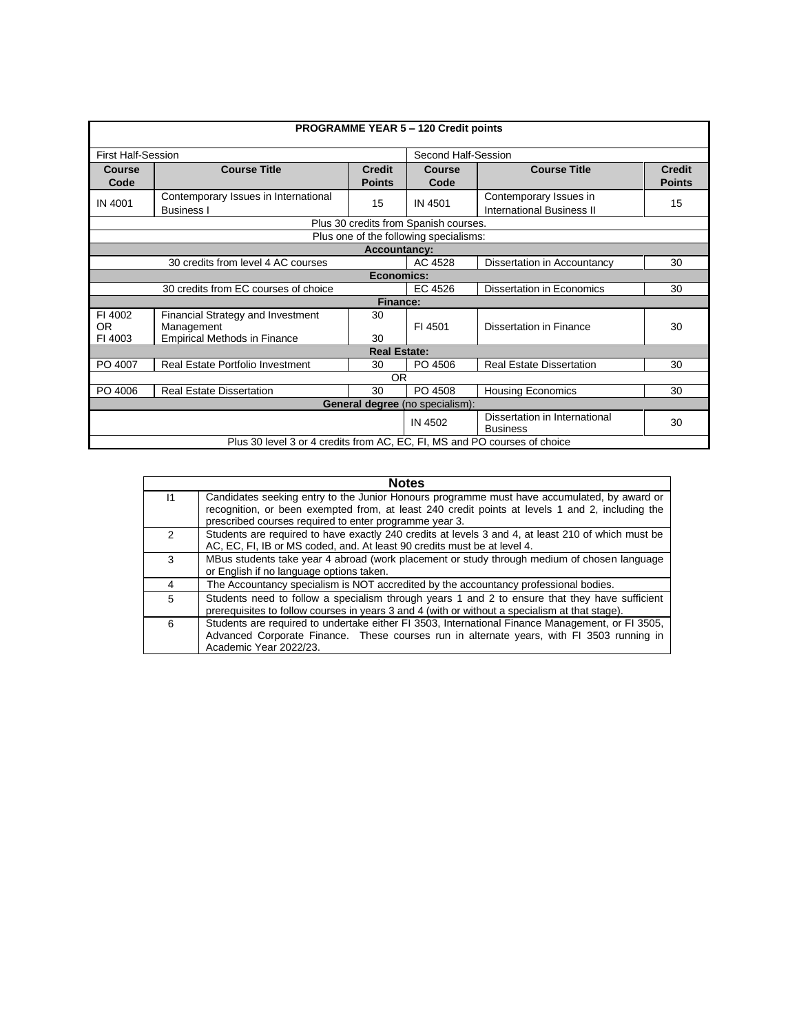| PROGRAMME YEAR 5 – 120 Credit points | | | | | |
|---|---|---|---|---|---|
| First Half-Session | | | Second Half-Session | | |
| **Course Code** | **Course Title** | **Credit Points** | **Course Code** | **Course Title** | **Credit Points** |
| IN 4001 | Contemporary Issues in International Business I | 15 | IN 4501 | Contemporary Issues in International Business II | 15 |
| Plus 30 credits from Spanish courses. | | | | | |
| Plus one of the following specialisms: | | | | | |
| **Accountancy:** | | | | | |
| 30 credits from level 4 AC courses | | | AC 4528 | Dissertation in Accountancy | 30 |
| **Economics:** | | | | | |
| 30 credits from EC courses of choice | | | EC 4526 | Dissertation in Economics | 30 |
| **Finance:** | | | | | |
| FI 4002 OR FI 4003 | Financial Strategy and Investment Management<br>Empirical Methods in Finance | 30<br>30 | FI 4501 | Dissertation in Finance | 30 |
| **Real Estate:** | | | | | |
| PO 4007 | Real Estate Portfolio Investment | 30 | PO 4506 | Real Estate Dissertation | 30 |
| OR | | | | | |
| PO 4006 | Real Estate Dissertation | 30 | PO 4508 | Housing Economics | 30 |
| **General degree** (no specialism): | | | | | |
| | | | IN 4502 | Dissertation in International Business | 30 |
| Plus 30 level 3 or 4 credits from AC, EC, FI, MS and PO courses of choice | | | | | |

| Notes | |
|---|---|
| I1 | Candidates seeking entry to the Junior Honours programme must have accumulated, by award or recognition, or been exempted from, at least 240 credit points at levels 1 and 2, including the prescribed courses required to enter programme year 3. |
| 2 | Students are required to have exactly 240 credits at levels 3 and 4, at least 210 of which must be AC, EC, FI, IB or MS coded, and. At least 90 credits must be at level 4. |
| 3 | MBus students take year 4 abroad (work placement or study through medium of chosen language or English if no language options taken. |
| 4 | The Accountancy specialism is NOT accredited by the accountancy professional bodies. |
| 5 | Students need to follow a specialism through years 1 and 2 to ensure that they have sufficient prerequisites to follow courses in years 3 and 4 (with or without a specialism at that stage). |
| 6 | Students are required to undertake either FI 3503, International Finance Management, or FI 3505, Advanced Corporate Finance. These courses run in alternate years, with FI 3503 running in Academic Year 2022/23. |